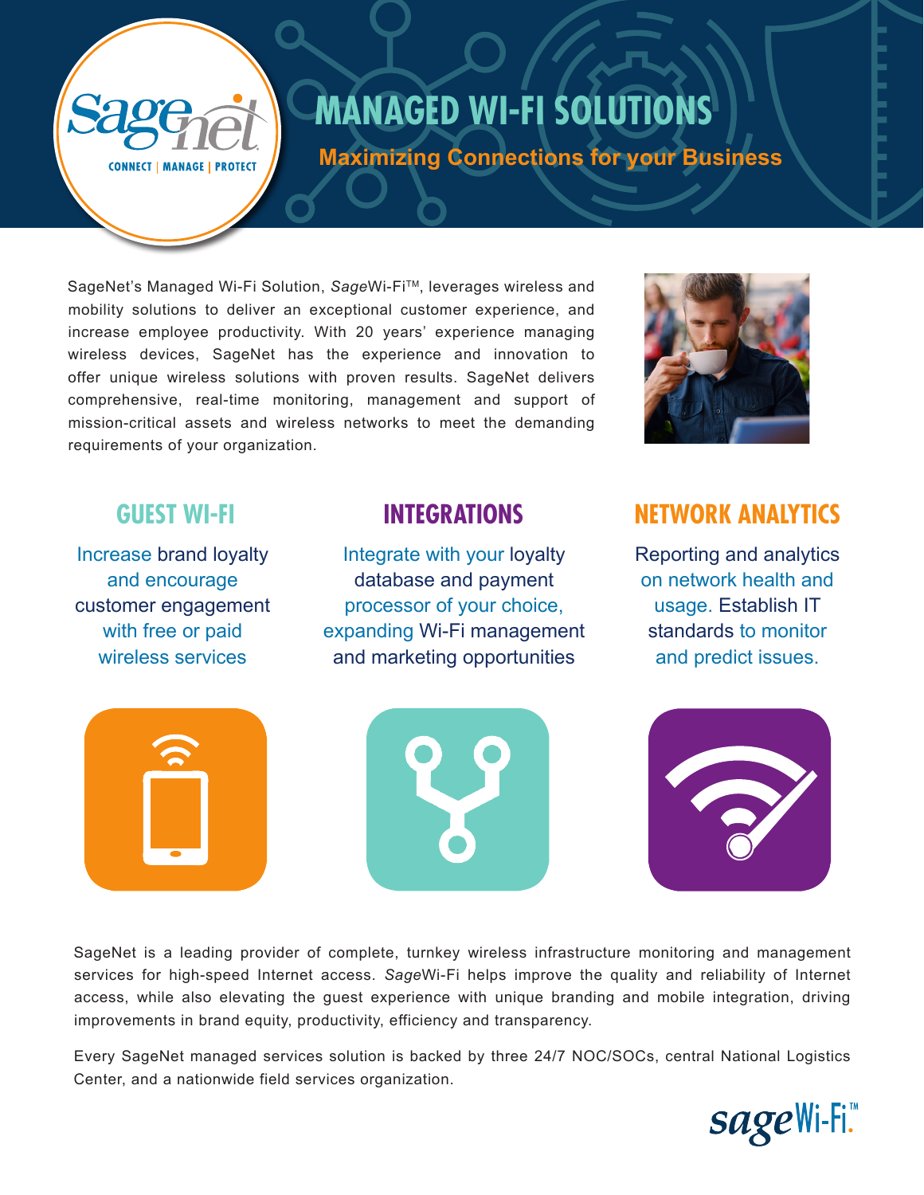# MANAGED WI-FI SOLUTIONS

## Maximizing Connections for your Business

SageNet's Managed Wi-Fi Solution, *Sage*Wi-Fi™, leverages wireless and mobility solutions to deliver an exceptional customer experience, and increase employee productivity. With 20 years' experience managing wireless devices, SageNet has the experience and innovation to offer unique wireless solutions with proven results. SageNet delivers comprehensive, real-time monitoring, management and support of mission-critical assets and wireless networks to meet the demanding requirements of your organization.

### GUEST WI-FI

Increase brand loyalty and encourage customer engagement with free or paid wireless services

### INTEGRATIONS

Integrate with your loyalty database and payment processor of your choice, expanding Wi-Fi management and marketing opportunities

### NETWORK ANALYTICS

Reporting and analytics on network health and usage. Establish IT standards to monitor and predict issues.

SageNet is a leading provider of complete, turnkey wireless infrastructure monitoring and management services for high-speed Internet access. *Sage*Wi-Fi helps improve the quality and reliability of Internet access, while also elevating the guest experience with unique branding and mobile integration, driving improvements in brand equity, productivity, efficiency and transparency.

Every SageNet managed services solution is backed by three 24/7 NOC/SOCs, central National Logistics Center, and a nationwide field services organization.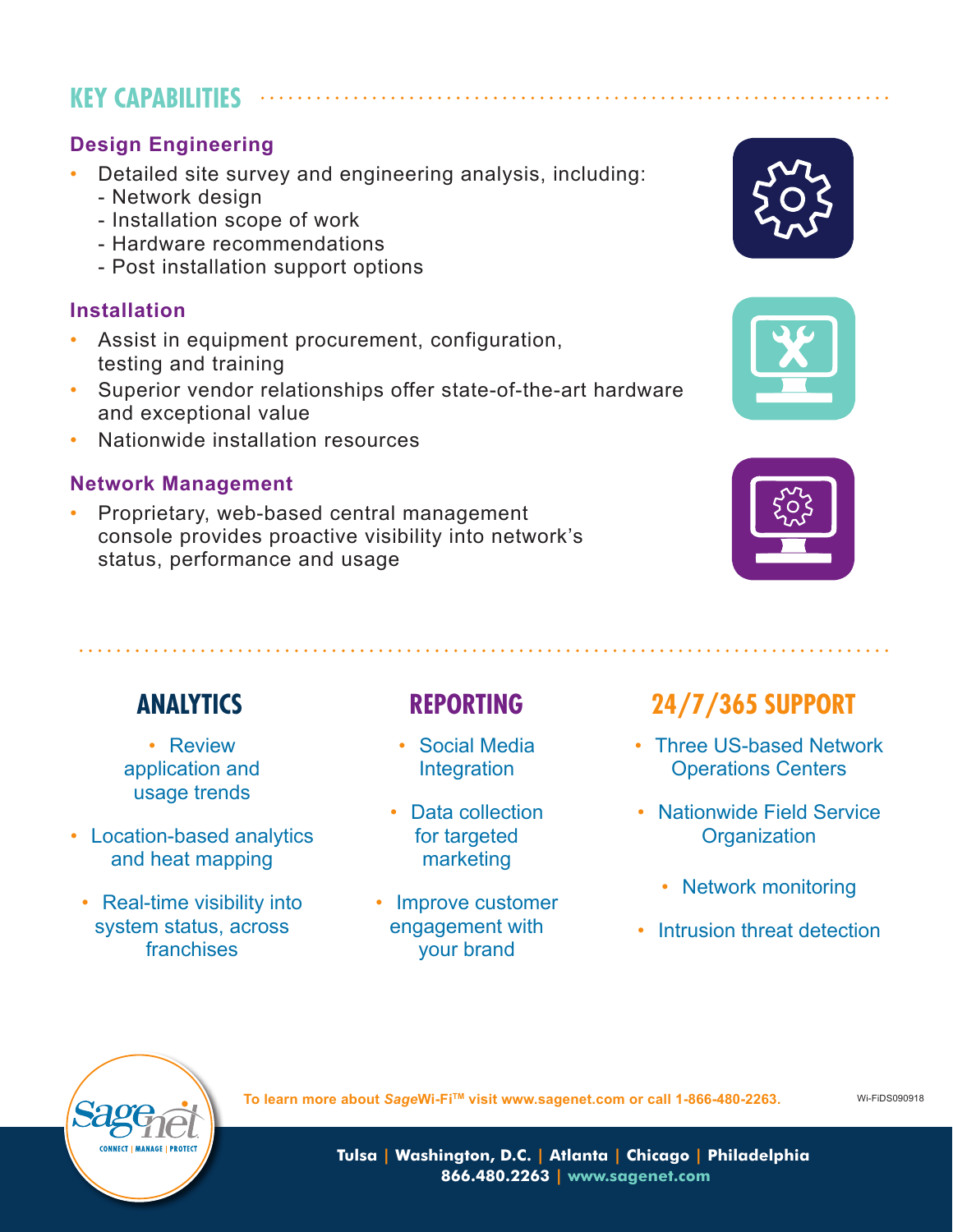## KEY CAPABILITIES

### Design Engineering

- Detailed site survey and engineering analysis, including:
  - Network design
  - Installation scope of work
  - Hardware recommendations
  - Post installation support options

### Installation

- Assist in equipment procurement, configuration, testing and training
- Superior vendor relationships offer state-of-the-art hardware and exceptional value
- Nationwide installation resources

### Network Management

- Proprietary, web-based central management console provides proactive visibility into network's status, performance and usage

## ANALYTICS

- Review application and usage trends
- Location-based analytics and heat mapping
- Real-time visibility into system status, across franchises

## REPORTING

- Social Media Integration
- Data collection for targeted marketing
- Improve customer engagement with your brand

## 24/7/365 SUPPORT

- Three US-based Network Operations Centers
- Nationwide Field Service Organization
- Network monitoring
- Intrusion threat detection

**To learn more about *Sage*Wi-Fi™ visit www.sagenet.com or call 1-866-480-2263.**

Wi-FiDS090918

SageNet
CONNECT | MANAGE | PROTECT

**Tulsa | Washington, D.C. | Atlanta | Chicago | Philadelphia**
**866.480.2263 | www.sagenet.com**